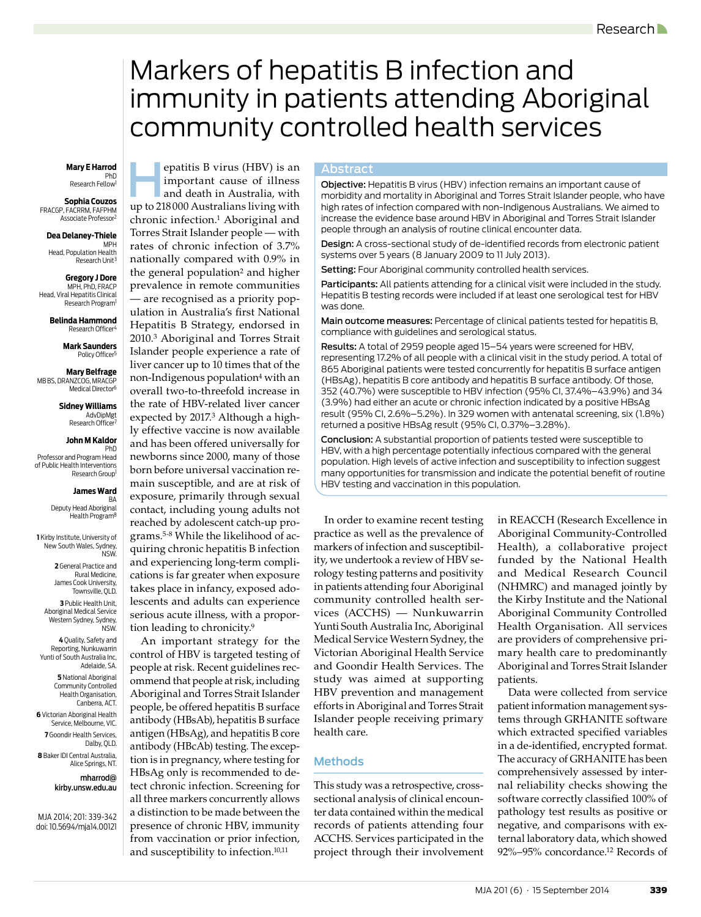# Markers of hepatitis B infection and immunity in patients attending Aboriginal community controlled health services

**Mary E Harrod**
PhD
Research Fellow[1]

**Sophia Couzos**
FRACGP, FACRRM, FAFPHM
Associate Professor[2]

**Dea Delaney-Thiele**
MPH
Head, Population Health Research Unit[3]

**Gregory J Dore**
MPH, PhD, FRACP
Head, Viral Hepatitis Clinical Research Program[1]

**Belinda Hammond**
Research Officer[4]

**Mark Saunders**
Policy Officer[5]

**Mary Belfrage**
MB BS, DRANZCOG, MRACGP
Medical Director[6]

**Sidney Williams**
AdvDipMgt
Research Officer[7]

**John M Kaldor**
PhD
Professor and Program Head of Public Health Interventions Research Group[1]

**James Ward**
BA
Deputy Head Aboriginal Health Program[8]

**1** Kirby Institute, University of New South Wales, Sydney, NSW.

**2** General Practice and Rural Medicine, James Cook University, Townsville, QLD.

**3** Public Health Unit, Aboriginal Medical Service Western Sydney, Sydney, NSW.

**4** Quality, Safety and Reporting, Nunkuwarrin Yunti of South Australia Inc, Adelaide, SA.

**5** National Aboriginal Community Controlled Health Organisation, Canberra, ACT.

**6** Victorian Aboriginal Health Service, Melbourne, VIC.

**7** Goondir Health Services, Dalby, QLD.

**8** Baker IDI Central Australia, Alice Springs, NT.

mharrod@kirby.unsw.edu.au

MJA 2014; 201: 339-342
doi: 10.5694/mja14.00121

## Abstract

**Objective:** Hepatitis B virus (HBV) infection remains an important cause of morbidity and mortality in Aboriginal and Torres Strait Islander people, who have high rates of infection compared with non-Indigenous Australians. We aimed to increase the evidence base around HBV in Aboriginal and Torres Strait Islander people through an analysis of routine clinical encounter data.

**Design:** A cross-sectional study of de-identified records from electronic patient systems over 5 years (8 January 2009 to 11 July 2013).

**Setting:** Four Aboriginal community controlled health services.

**Participants:** All patients attending for a clinical visit were included in the study. Hepatitis B testing records were included if at least one serological test for HBV was done.

**Main outcome measures:** Percentage of clinical patients tested for hepatitis B, compliance with guidelines and serological status.

**Results:** A total of 2959 people aged 15–54 years were screened for HBV, representing 17.2% of all people with a clinical visit in the study period. A total of 865 Aboriginal patients were tested concurrently for hepatitis B surface antigen (HBsAg), hepatitis B core antibody and hepatitis B surface antibody. Of those, 352 (40.7%) were susceptible to HBV infection (95% CI, 37.4%–43.9%) and 34 (3.9%) had either an acute or chronic infection indicated by a positive HBsAg result (95% CI, 2.6%–5.2%). In 329 women with antenatal screening, six (1.8%) returned a positive HBsAg result (95% CI, 0.37%–3.28%).

**Conclusion:** A substantial proportion of patients tested were susceptible to HBV, with a high percentage potentially infectious compared with the general population. High levels of active infection and susceptibility to infection suggest many opportunities for transmission and indicate the potential benefit of routine HBV testing and vaccination in this population.

Hepatitis B virus (HBV) is an important cause of illness and death in Australia, with up to 218 000 Australians living with chronic infection.[1] Aboriginal and Torres Strait Islander people — with rates of chronic infection of 3.7% nationally compared with 0.9% in the general population[2] and higher prevalence in remote communities — are recognised as a priority population in Australia's first National Hepatitis B Strategy, endorsed in 2010.[3] Aboriginal and Torres Strait Islander people experience a rate of liver cancer up to 10 times that of the non-Indigenous population[4] with an overall two-to-threefold increase in the rate of HBV-related liver cancer expected by 2017.[3] Although a highly effective vaccine is now available and has been offered universally for newborns since 2000, many of those born before universal vaccination remain susceptible, and are at risk of exposure, primarily through sexual contact, including young adults not reached by adolescent catch-up programs.[5-8] While the likelihood of acquiring chronic hepatitis B infection and experiencing long-term complications is far greater when exposure takes place in infancy, exposed adolescents and adults can experience serious acute illness, with a proportion leading to chronicity.[9]

An important strategy for the control of HBV is targeted testing of people at risk. Recent guidelines recommend that people at risk, including Aboriginal and Torres Strait Islander people, be offered hepatitis B surface antibody (HBsAb), hepatitis B surface antigen (HBsAg), and hepatitis B core antibody (HBcAb) testing. The exception is in pregnancy, where testing for HBsAg only is recommended to detect chronic infection. Screening for all three markers concurrently allows a distinction to be made between the presence of chronic HBV, immunity from vaccination or prior infection, and susceptibility to infection.[10,11]

In order to examine recent testing practice as well as the prevalence of markers of infection and susceptibility, we undertook a review of HBV serology testing patterns and positivity in patients attending four Aboriginal community controlled health services (ACCHS) — Nunkuwarrin Yunti South Australia Inc, Aboriginal Medical Service Western Sydney, the Victorian Aboriginal Health Service and Goondir Health Services. The study was aimed at supporting HBV prevention and management efforts in Aboriginal and Torres Strait Islander people receiving primary health care.

## Methods

This study was a retrospective, cross-sectional analysis of clinical encounter data contained within the medical records of patients attending four ACCHS. Services participated in the project through their involvement in REACCH (Research Excellence in Aboriginal Community-Controlled Health), a collaborative project funded by the National Health and Medical Research Council (NHMRC) and managed jointly by the Kirby Institute and the National Aboriginal Community Controlled Health Organisation. All services are providers of comprehensive primary health care to predominantly Aboriginal and Torres Strait Islander patients.

Data were collected from service patient information management systems through GRHANITE software which extracted specified variables in a de-identified, encrypted format. The accuracy of GRHANITE has been comprehensively assessed by internal reliability checks showing the software correctly classified 100% of pathology test results as positive or negative, and comparisons with external laboratory data, which showed 92%–95% concordance.[12] Records of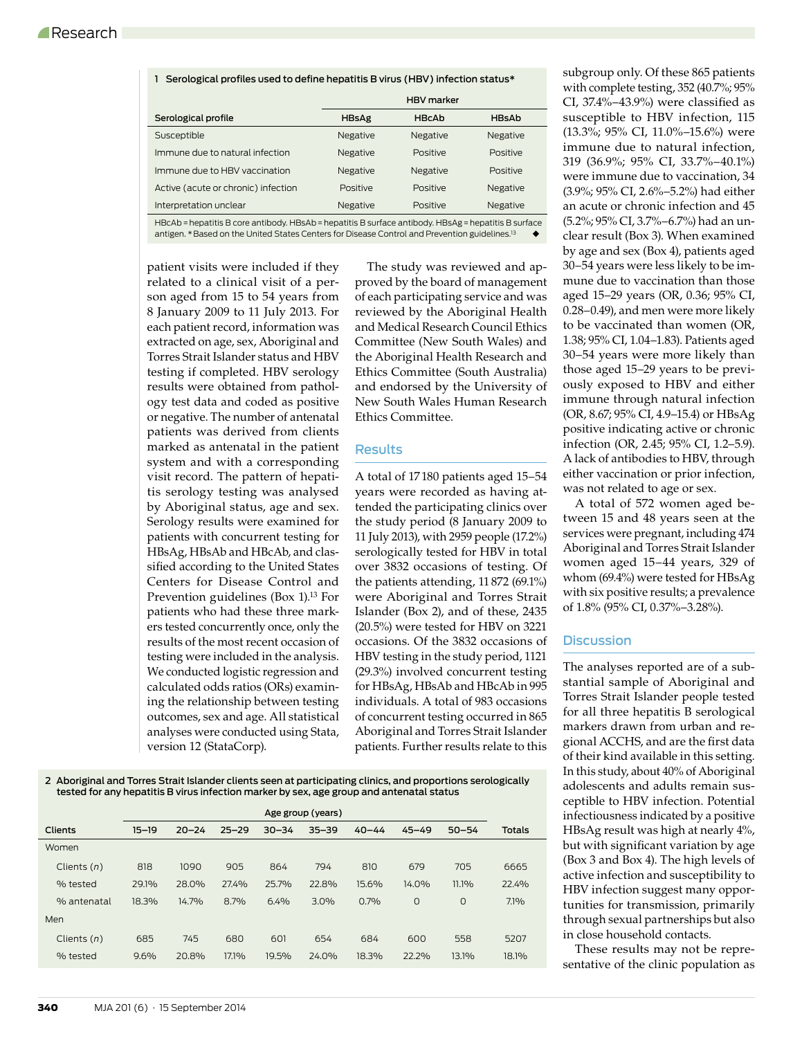1 Serological profiles used to define hepatitis B virus (HBV) infection status*

| Serological profile | HBV marker | | |
|---|---|---|---|
| | HBsAg | HBcAb | HBsAb |
| Susceptible | Negative | Negative | Negative |
| Immune due to natural infection | Negative | Positive | Positive |
| Immune due to HBV vaccination | Negative | Negative | Positive |
| Active (acute or chronic) infection | Positive | Positive | Negative |
| Interpretation unclear | Negative | Positive | Negative |

HBcAb = hepatitis B core antibody. HBsAb = hepatitis B surface antibody. HBsAg = hepatitis B surface antigen. * Based on the United States Centers for Disease Control and Prevention guidelines.[13] ◆

patient visits were included if they related to a clinical visit of a person aged from 15 to 54 years from 8 January 2009 to 11 July 2013. For each patient record, information was extracted on age, sex, Aboriginal and Torres Strait Islander status and HBV testing if completed. HBV serology results were obtained from pathology test data and coded as positive or negative. The number of antenatal patients was derived from clients marked as antenatal in the patient system and with a corresponding visit record. The pattern of hepatitis serology testing was analysed by Aboriginal status, age and sex. Serology results were examined for patients with concurrent testing for HBsAg, HBsAb and HBcAb, and classified according to the United States Centers for Disease Control and Prevention guidelines (Box 1).[13] For patients who had these three markers tested concurrently once, only the results of the most recent occasion of testing were included in the analysis. We conducted logistic regression and calculated odds ratios (ORs) examining the relationship between testing outcomes, sex and age. All statistical analyses were conducted using Stata, version 12 (StataCorp).

The study was reviewed and approved by the board of management of each participating service and was reviewed by the Aboriginal Health and Medical Research Council Ethics Committee (New South Wales) and the Aboriginal Health Research and Ethics Committee (South Australia) and endorsed by the University of New South Wales Human Research Ethics Committee.

## Results

A total of 17 180 patients aged 15–54 years were recorded as having attended the participating clinics over the study period (8 January 2009 to 11 July 2013), with 2959 people (17.2%) serologically tested for HBV in total over 3832 occasions of testing. Of the patients attending, 11 872 (69.1%) were Aboriginal and Torres Strait Islander (Box 2), and of these, 2435 (20.5%) were tested for HBV on 3221 occasions. Of the 3832 occasions of HBV testing in the study period, 1121 (29.3%) involved concurrent testing for HBsAg, HBsAb and HBcAb in 995 individuals. A total of 983 occasions of concurrent testing occurred in 865 Aboriginal and Torres Strait Islander patients. Further results relate to this subgroup only. Of these 865 patients with complete testing, 352 (40.7%; 95% CI, 37.4%–43.9%) were classified as susceptible to HBV infection, 115 (13.3%; 95% CI, 11.0%–15.6%) were immune due to natural infection, 319 (36.9%; 95% CI, 33.7%–40.1%) were immune due to vaccination, 34 (3.9%; 95% CI, 2.6%–5.2%) had either an acute or chronic infection and 45 (5.2%; 95% CI, 3.7%–6.7%) had an unclear result (Box 3). When examined by age and sex (Box 4), patients aged 30–54 years were less likely to be immune due to vaccination than those aged 15–29 years (OR, 0.36; 95% CI, 0.28–0.49), and men were more likely to be vaccinated than women (OR, 1.38; 95% CI, 1.04–1.83). Patients aged 30–54 years were more likely than those aged 15–29 years to be previously exposed to HBV and either immune through natural infection (OR, 8.67; 95% CI, 4.9–15.4) or HBsAg positive indicating active or chronic infection (OR, 2.45; 95% CI, 1.2–5.9). A lack of antibodies to HBV, through either vaccination or prior infection, was not related to age or sex.

A total of 572 women aged between 15 and 48 years seen at the services were pregnant, including 474 Aboriginal and Torres Strait Islander women aged 15–44 years, 329 of whom (69.4%) were tested for HBsAg with six positive results; a prevalence of 1.8% (95% CI, 0.37%–3.28%).

## Discussion

The analyses reported are of a substantial sample of Aboriginal and Torres Strait Islander people tested for all three hepatitis B serological markers drawn from urban and regional ACCHS, and are the first data of their kind available in this setting. In this study, about 40% of Aboriginal adolescents and adults remain susceptible to HBV infection. Potential infectiousness indicated by a positive HBsAg result was high at nearly 4%, but with significant variation by age (Box 3 and Box 4). The high levels of active infection and susceptibility to HBV infection suggest many opportunities for transmission, primarily through sexual partnerships but also in close household contacts.

These results may not be representative of the clinic population as

2 Aboriginal and Torres Strait Islander clients seen at participating clinics, and proportions serologically tested for any hepatitis B virus infection marker by sex, age group and antenatal status

| Clients | Age group (years) | | | | | | | | Totals |
|---|---|---|---|---|---|---|---|---|---|
| | 15–19 | 20–24 | 25–29 | 30–34 | 35–39 | 40–44 | 45–49 | 50–54 | |
| Women | | | | | | | | | |
| Clients (*n*) | 818 | 1090 | 905 | 864 | 794 | 810 | 679 | 705 | 6665 |
| % tested | 29.1% | 28.0% | 27.4% | 25.7% | 22.8% | 15.6% | 14.0% | 11.1% | 22.4% |
| % antenatal | 18.3% | 14.7% | 8.7% | 6.4% | 3.0% | 0.7% | 0 | 0 | 7.1% |
| Men | | | | | | | | | |
| Clients (*n*) | 685 | 745 | 680 | 601 | 654 | 684 | 600 | 558 | 5207 |
| % tested | 9.6% | 20.8% | 17.1% | 19.5% | 24.0% | 18.3% | 22.2% | 13.1% | 18.1% |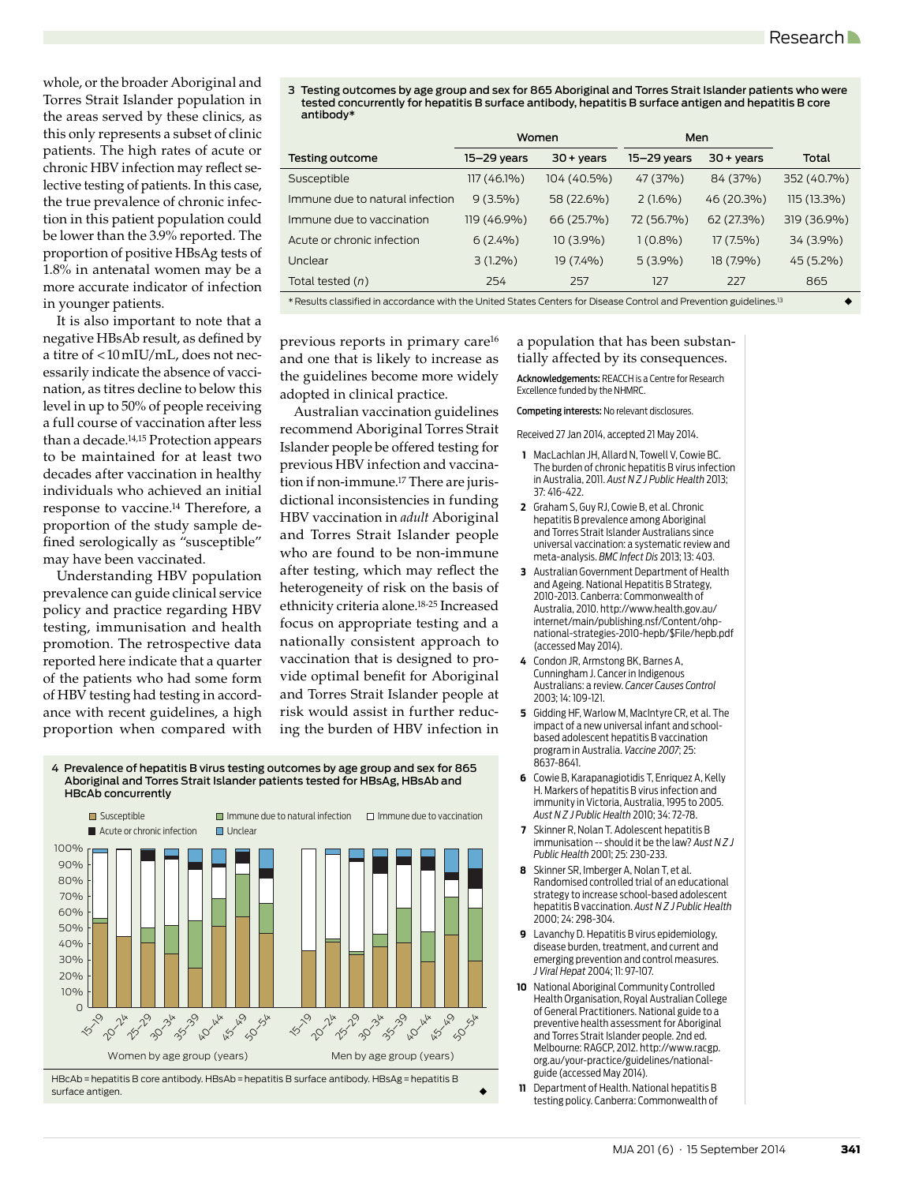whole, or the broader Aboriginal and Torres Strait Islander population in the areas served by these clinics, as this only represents a subset of clinic patients. The high rates of acute or chronic HBV infection may reflect selective testing of patients. In this case, the true prevalence of chronic infection in this patient population could be lower than the 3.9% reported. The proportion of positive HBsAg tests of 1.8% in antenatal women may be a more accurate indicator of infection in younger patients.

It is also important to note that a negative HBsAb result, as defined by a titre of < 10 mIU/mL, does not necessarily indicate the absence of vaccination, as titres decline to below this level in up to 50% of people receiving a full course of vaccination after less than a decade.[14,15] Protection appears to be maintained for at least two decades after vaccination in healthy individuals who achieved an initial response to vaccine.[14] Therefore, a proportion of the study sample defined serologically as "susceptible" may have been vaccinated.

Understanding HBV population prevalence can guide clinical service policy and practice regarding HBV testing, immunisation and health promotion. The retrospective data reported here indicate that a quarter of the patients who had some form of HBV testing had testing in accordance with recent guidelines, a high proportion when compared with previous reports in primary care[16] and one that is likely to increase as the guidelines become more widely adopted in clinical practice.

Australian vaccination guidelines recommend Aboriginal Torres Strait Islander people be offered testing for previous HBV infection and vaccination if non-immune.[17] There are jurisdictional inconsistencies in funding HBV vaccination in *adult* Aboriginal and Torres Strait Islander people who are found to be non-immune after testing, which may reflect the heterogeneity of risk on the basis of ethnicity criteria alone.[18-25] Increased focus on appropriate testing and a nationally consistent approach to vaccination that is designed to provide optimal benefit for Aboriginal and Torres Strait Islander people at risk would assist in further reducing the burden of HBV infection in a population that has been substantially affected by its consequences.

**3 Testing outcomes by age group and sex for 865 Aboriginal and Torres Strait Islander patients who were tested concurrently for hepatitis B surface antibody, hepatitis B surface antigen and hepatitis B core antibody***

| | Women | | Men | | |
|---|---|---|---|---|---|
| Testing outcome | 15–29 years | 30 + years | 15–29 years | 30 + years | Total |
| Susceptible | 117 (46.1%) | 104 (40.5%) | 47 (37%) | 84 (37%) | 352 (40.7%) |
| Immune due to natural infection | 9 (3.5%) | 58 (22.6%) | 2 (1.6%) | 46 (20.3%) | 115 (13.3%) |
| Immune due to vaccination | 119 (46.9%) | 66 (25.7%) | 72 (56.7%) | 62 (27.3%) | 319 (36.9%) |
| Acute or chronic infection | 6 (2.4%) | 10 (3.9%) | 1 (0.8%) | 17 (7.5%) | 34 (3.9%) |
| Unclear | 3 (1.2%) | 19 (7.4%) | 5 (3.9%) | 18 (7.9%) | 45 (5.2%) |
| Total tested (*n*) | 254 | 257 | 127 | 227 | 865 |

* Results classified in accordance with the United States Centers for Disease Control and Prevention guidelines.[13]

**4 Prevalence of hepatitis B virus testing outcomes by age group and sex for 865 Aboriginal and Torres Strait Islander patients tested for HBsAg, HBsAb and HBcAb concurrently**

HBcAb = hepatitis B core antibody. HBsAb = hepatitis B surface antibody. HBsAg = hepatitis B surface antigen.

**Acknowledgements:** REACCH is a Centre for Research Excellence funded by the NHMRC.

**Competing interests:** No relevant disclosures.

Received 27 Jan 2014, accepted 21 May 2014.

1. MacLachlan JH, Allard N, Towell V, Cowie BC. The burden of chronic hepatitis B virus infection in Australia, 2011. *Aust N Z J Public Health* 2013; 37: 416-422.
2. Graham S, Guy RJ, Cowie B, et al. Chronic hepatitis B prevalence among Aboriginal and Torres Strait Islander Australians since universal vaccination: a systematic review and meta-analysis. *BMC Infect Dis* 2013; 13: 403.
3. Australian Government Department of Health and Ageing. National Hepatitis B Strategy, 2010-2013. Canberra: Commonwealth of Australia, 2010. http://www.health.gov.au/internet/main/publishing.nsf/Content/ohp-national-strategies-2010-hepb/$File/hepb.pdf (accessed May 2014).
4. Condon JR, Armstong BK, Barnes A, Cunningham J. Cancer in Indigenous Australians: a review. *Cancer Causes Control* 2003; 14: 109-121.
5. Gidding HF, Warlow M, MacIntyre CR, et al. The impact of a new universal infant and school-based adolescent hepatitis B vaccination program in Australia. *Vaccine 2007*; 25: 8637-8641.
6. Cowie B, Karapanagiotidis T, Enriquez A, Kelly H. Markers of hepatitis B virus infection and immunity in Victoria, Australia, 1995 to 2005. *Aust N Z J Public Health* 2010; 34: 72-78.
7. Skinner R, Nolan T. Adolescent hepatitis B immunisation -- should it be the law? *Aust N Z J Public Health* 2001; 25: 230-233.
8. Skinner SR, Imberger A, Nolan T, et al. Randomised controlled trial of an educational strategy to increase school-based adolescent hepatitis B vaccination. *Aust N Z J Public Health* 2000; 24: 298-304.
9. Lavanchy D. Hepatitis B virus epidemiology, disease burden, treatment, and current and emerging prevention and control measures. *J Viral Hepat* 2004; 11: 97-107.
10. National Aboriginal Community Controlled Health Organisation, Royal Australian College of General Practitioners. National guide to a preventive health assessment for Aboriginal and Torres Strait Islander people. 2nd ed. Melbourne: RAGCP, 2012. http://www.racgp.org.au/your-practice/guidelines/national-guide (accessed May 2014).
11. Department of Health. National hepatitis B testing policy. Canberra: Commonwealth of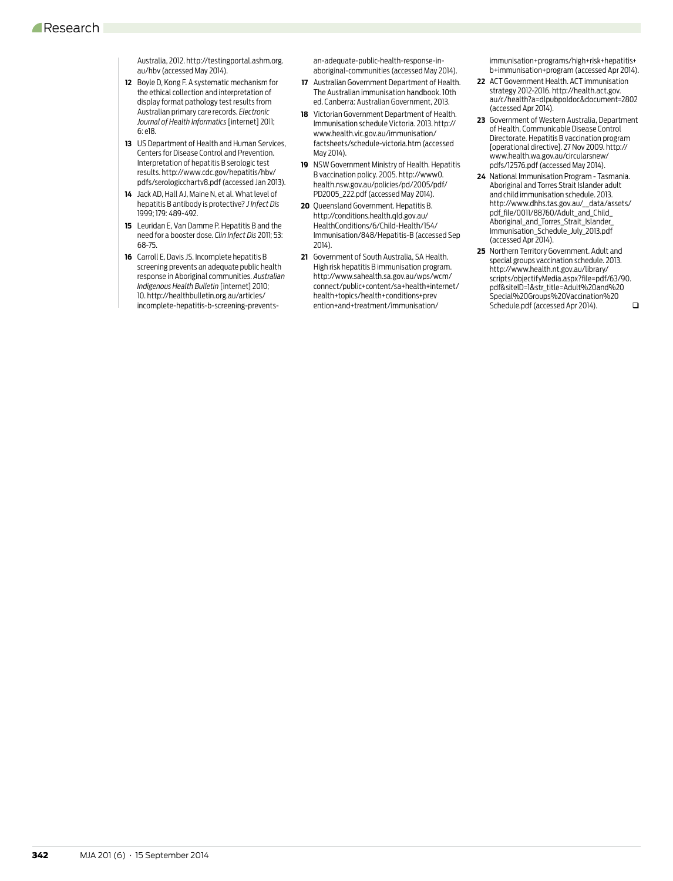Australia, 2012. http://testingportal.ashm.org.au/hbv (accessed May 2014).

12 Boyle D, Kong F. A systematic mechanism for the ethical collection and interpretation of display format pathology test results from Australian primary care records. *Electronic Journal of Health Informatics* [internet] 2011; 6: e18.

13 US Department of Health and Human Services, Centers for Disease Control and Prevention. Interpretation of hepatitis B serologic test results. http://www.cdc.gov/hepatitis/hbv/pdfs/serologicchartv8.pdf (accessed Jan 2013).

14 Jack AD, Hall AJ, Maine N, et al. What level of hepatitis B antibody is protective? *J Infect Dis* 1999; 179: 489-492.

15 Leuridan E, Van Damme P. Hepatitis B and the need for a booster dose. *Clin Infect Dis* 2011; 53: 68-75.

16 Carroll E, Davis JS. Incomplete hepatitis B screening prevents an adequate public health response in Aboriginal communities. *Australian Indigenous Health Bulletin* [internet] 2010; 10. http://healthbulletin.org.au/articles/incomplete-hepatitis-b-screening-prevents-an-adequate-public-health-response-in-aboriginal-communities (accessed May 2014).

17 Australian Government Department of Health. The Australian immunisation handbook. 10th ed. Canberra: Australian Government, 2013.

18 Victorian Government Department of Health. Immunisation schedule Victoria. 2013. http://www.health.vic.gov.au/immunisation/factsheets/schedule-victoria.htm (accessed May 2014).

19 NSW Government Ministry of Health. Hepatitis B vaccination policy. 2005. http://www0.health.nsw.gov.au/policies/pd/2005/pdf/PD2005_222.pdf (accessed May 2014).

20 Queensland Government. Hepatitis B. http://conditions.health.qld.gov.au/HealthConditions/6/Child-Health/154/Immunisation/848/Hepatitis-B (accessed Sep 2014).

21 Government of South Australia, SA Health. High risk hepatitis B immunisation program. http://www.sahealth.sa.gov.au/wps/wcm/connect/public+content/sa+health+internet/health+topics/health+conditions+prevention+and+treatment/immunisation/immunisation+programs/high+risk+hepatitis+b+immunisation+program (accessed Apr 2014).

22 ACT Government Health. ACT immunisation strategy 2012-2016. http://health.act.gov.au/c/health?a=dlpubpoldoc&document=2802 (accessed Apr 2014).

23 Government of Western Australia, Department of Health, Communicable Disease Control Directorate. Hepatitis B vaccination program [operational directive]. 27 Nov 2009. http://www.health.wa.gov.au/circularsnew/pdfs/12576.pdf (accessed May 2014).

24 National Immunisation Program - Tasmania. Aboriginal and Torres Strait Islander adult and child immunisation schedule. 2013. http://www.dhhs.tas.gov.au/__data/assets/pdf_file/0011/88760/Adult_and_Child_Aboriginal_and_Torres_Strait_Islander_Immunisation_Schedule_July_2013.pdf (accessed Apr 2014).

25 Northern Territory Government. Adult and special groups vaccination schedule. 2013. http://www.health.nt.gov.au/library/scripts/objectifyMedia.aspx?file=pdf/63/90.pdf&siteID=1&str_title=Adult%20and%20Special%20Groups%20Vaccination%20Schedule.pdf (accessed Apr 2014).